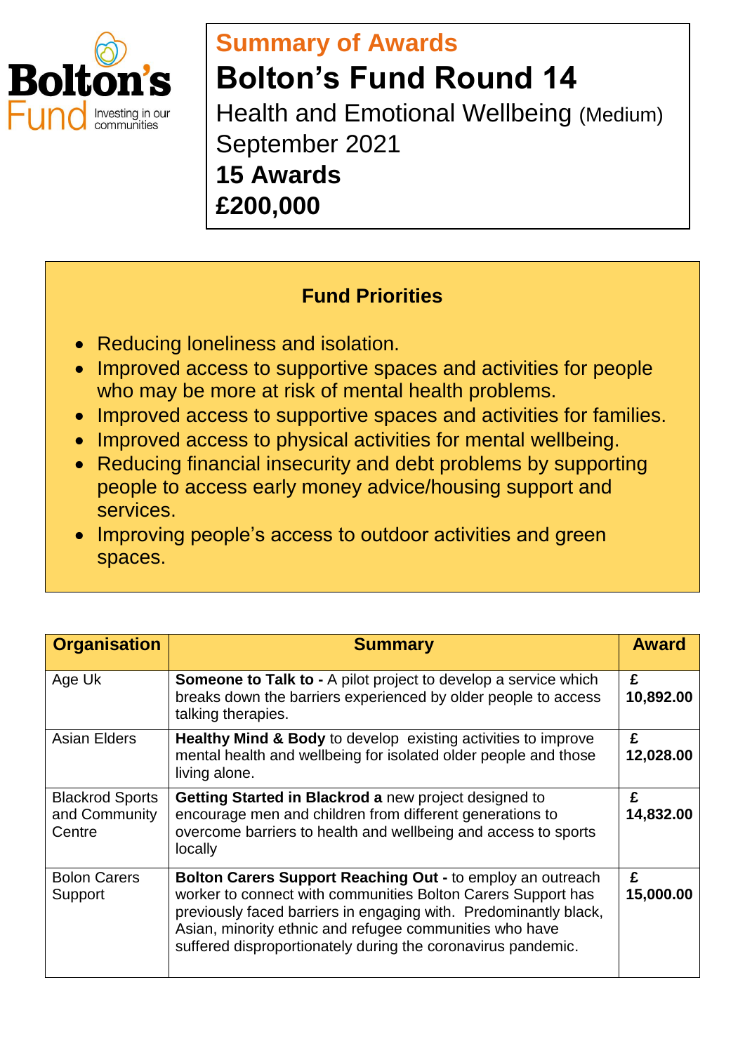Bolton's Fund
Investing in our communities

## Summary of Awards

# Bolton's Fund Round 14

Health and Emotional Wellbeing (Medium)

September 2021

**15 Awards**

**£200,000**

### Fund Priorities

- Reducing loneliness and isolation.
- Improved access to supportive spaces and activities for people who may be more at risk of mental health problems.
- Improved access to supportive spaces and activities for families.
- Improved access to physical activities for mental wellbeing.
- Reducing financial insecurity and debt problems by supporting people to access early money advice/housing support and services.
- Improving people's access to outdoor activities and green spaces.

| Organisation | Summary | Award |
|---|---|---|
| Age Uk | **Someone to Talk to -** A pilot project to develop a service which breaks down the barriers experienced by older people to access talking therapies. | **£ 10,892.00** |
| Asian Elders | **Healthy Mind & Body** to develop existing activities to improve mental health and wellbeing for isolated older people and those living alone. | **£ 12,028.00** |
| Blackrod Sports and Community Centre | **Getting Started in Blackrod a** new project designed to encourage men and children from different generations to overcome barriers to health and wellbeing and access to sports locally | **£ 14,832.00** |
| Bolon Carers Support | **Bolton Carers Support Reaching Out -** to employ an outreach worker to connect with communities Bolton Carers Support has previously faced barriers in engaging with. Predominantly black, Asian, minority ethnic and refugee communities who have suffered disproportionately during the coronavirus pandemic. | **£ 15,000.00** |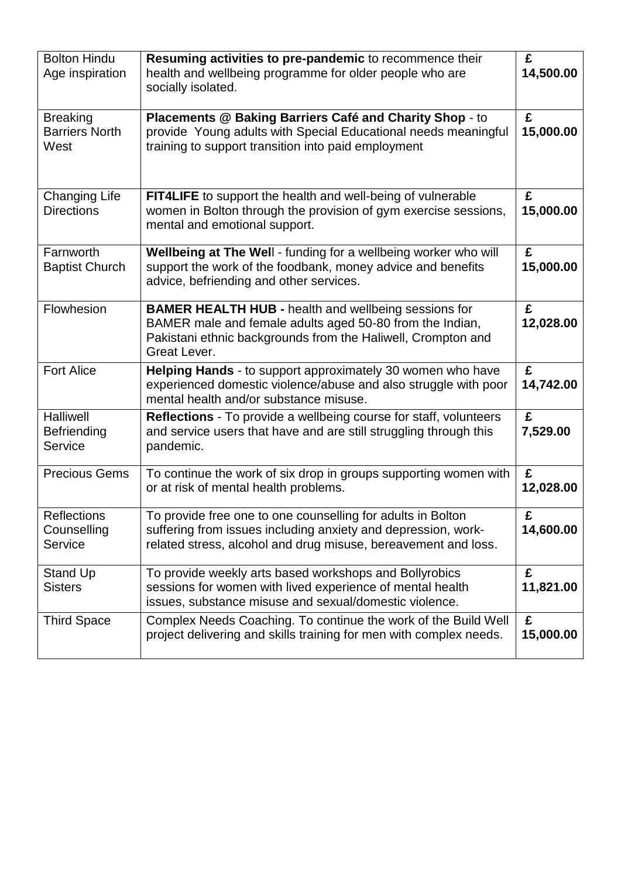| | | |
|---|---|---|
| Bolton Hindu Age inspiration | **Resuming activities to pre-pandemic** to recommence their health and wellbeing programme for older people who are socially isolated. | £ 14,500.00 |
| Breaking Barriers North West | **Placements @ Baking Barriers Café and Charity Shop** - to provide Young adults with Special Educational needs meaningful training to support transition into paid employment | £ 15,000.00 |
| Changing Life Directions | **FIT4LIFE** to support the health and well-being of vulnerable women in Bolton through the provision of gym exercise sessions, mental and emotional support. | £ 15,000.00 |
| Farnworth Baptist Church | **Wellbeing at The Wel**l - funding for a wellbeing worker who will support the work of the foodbank, money advice and benefits advice, befriending and other services. | £ 15,000.00 |
| Flowhesion | **BAMER HEALTH HUB -** health and wellbeing sessions for BAMER male and female adults aged 50-80 from the Indian, Pakistani ethnic backgrounds from the Haliwell, Crompton and Great Lever. | £ 12,028.00 |
| Fort Alice | **Helping Hands** - to support approximately 30 women who have experienced domestic violence/abuse and also struggle with poor mental health and/or substance misuse. | £ 14,742.00 |
| Halliwell Befriending Service | **Reflections** - To provide a wellbeing course for staff, volunteers and service users that have and are still struggling through this pandemic. | £ 7,529.00 |
| Precious Gems | To continue the work of six drop in groups supporting women with or at risk of mental health problems. | £ 12,028.00 |
| Reflections Counselling Service | To provide free one to one counselling for adults in Bolton suffering from issues including anxiety and depression, work-related stress, alcohol and drug misuse, bereavement and loss. | £ 14,600.00 |
| Stand Up Sisters | To provide weekly arts based workshops and Bollyrobics sessions for women with lived experience of mental health issues, substance misuse and sexual/domestic violence. | £ 11,821.00 |
| Third Space | Complex Needs Coaching. To continue the work of the Build Well project delivering and skills training for men with complex needs. | £ 15,000.00 |